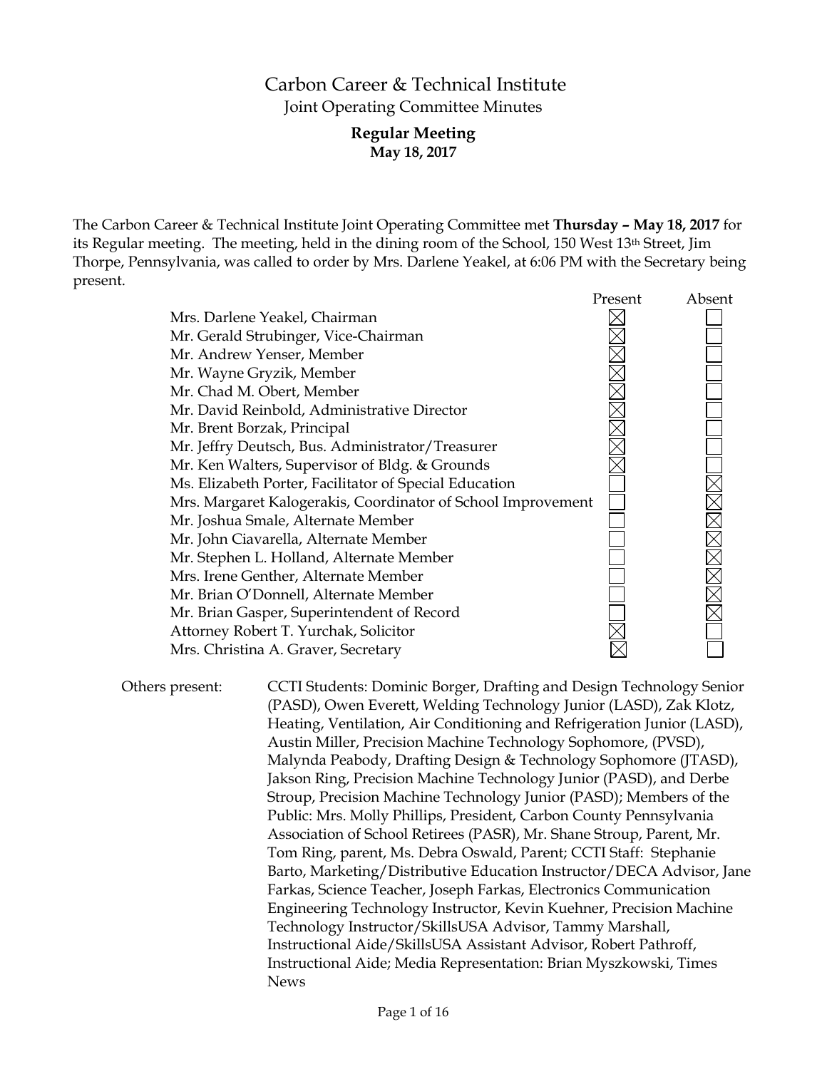# Carbon Career & Technical Institute

## Joint Operating Committee Minutes

### Regular Meeting
**May 18, 2017**

The Carbon Career & Technical Institute Joint Operating Committee met **Thursday – May 18, 2017** for its Regular meeting. The meeting, held in the dining room of the School, 150 West 13th Street, Jim Thorpe, Pennsylvania, was called to order by Mrs. Darlene Yeakel, at 6:06 PM with the Secretary being present.

| | Present | Absent |
|---|---|---|
| Mrs. Darlene Yeakel, Chairman | ☒ | ☐ |
| Mr. Gerald Strubinger, Vice-Chairman | ☒ | ☐ |
| Mr. Andrew Yenser, Member | ☒ | ☐ |
| Mr. Wayne Gryzik, Member | ☒ | ☐ |
| Mr. Chad M. Obert, Member | ☒ | ☐ |
| Mr. David Reinbold, Administrative Director | ☒ | ☐ |
| Mr. Brent Borzak, Principal | ☒ | ☐ |
| Mr. Jeffry Deutsch, Bus. Administrator/Treasurer | ☒ | ☐ |
| Mr. Ken Walters, Supervisor of Bldg. & Grounds | ☒ | ☐ |
| Ms. Elizabeth Porter, Facilitator of Special Education | ☐ | ☒ |
| Mrs. Margaret Kalogerakis, Coordinator of School Improvement | ☐ | ☒ |
| Mr. Joshua Smale, Alternate Member | ☐ | ☒ |
| Mr. John Ciavarella, Alternate Member | ☐ | ☒ |
| Mr. Stephen L. Holland, Alternate Member | ☐ | ☒ |
| Mrs. Irene Genther, Alternate Member | ☐ | ☒ |
| Mr. Brian O'Donnell, Alternate Member | ☐ | ☒ |
| Mr. Brian Gasper, Superintendent of Record | ☐ | ☒ |
| Attorney Robert T. Yurchak, Solicitor | ☒ | ☐ |
| Mrs. Christina A. Graver, Secretary | ☒ | ☐ |

Others present: CCTI Students: Dominic Borger, Drafting and Design Technology Senior (PASD), Owen Everett, Welding Technology Junior (LASD), Zak Klotz, Heating, Ventilation, Air Conditioning and Refrigeration Junior (LASD), Austin Miller, Precision Machine Technology Sophomore, (PVSD), Malynda Peabody, Drafting Design & Technology Sophomore (JTASD), Jakson Ring, Precision Machine Technology Junior (PASD), and Derbe Stroup, Precision Machine Technology Junior (PASD); Members of the Public: Mrs. Molly Phillips, President, Carbon County Pennsylvania Association of School Retirees (PASR), Mr. Shane Stroup, Parent, Mr. Tom Ring, parent, Ms. Debra Oswald, Parent; CCTI Staff: Stephanie Barto, Marketing/Distributive Education Instructor/DECA Advisor, Jane Farkas, Science Teacher, Joseph Farkas, Electronics Communication Engineering Technology Instructor, Kevin Kuehner, Precision Machine Technology Instructor/SkillsUSA Advisor, Tammy Marshall, Instructional Aide/SkillsUSA Assistant Advisor, Robert Pathroff, Instructional Aide; Media Representation: Brian Myszkowski, Times News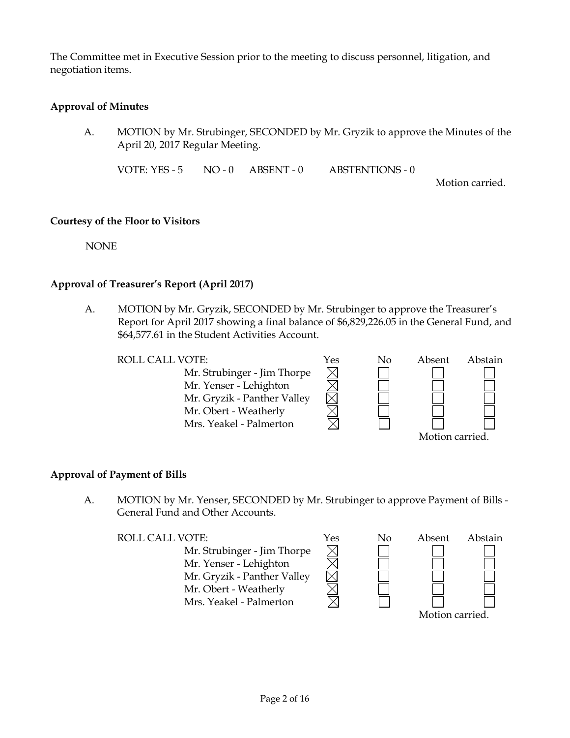The Committee met in Executive Session prior to the meeting to discuss personnel, litigation, and negotiation items.

**Approval of Minutes**

A. MOTION by Mr. Strubinger, SECONDED by Mr. Gryzik to approve the Minutes of the April 20, 2017 Regular Meeting.

VOTE: YES - 5 NO - 0 ABSENT - 0 ABSTENTIONS - 0

Motion carried.

**Courtesy of the Floor to Visitors**

NONE

**Approval of Treasurer's Report (April 2017)**

A. MOTION by Mr. Gryzik, SECONDED by Mr. Strubinger to approve the Treasurer's Report for April 2017 showing a final balance of $6,829,226.05 in the General Fund, and $64,577.61 in the Student Activities Account.

| ROLL CALL VOTE: | Yes | No | Absent | Abstain |
|---|---|---|---|---|
| Mr. Strubinger - Jim Thorpe | ☒ | ☐ | ☐ | ☐ |
| Mr. Yenser - Lehighton | ☒ | ☐ | ☐ | ☐ |
| Mr. Gryzik - Panther Valley | ☒ | ☐ | ☐ | ☐ |
| Mr. Obert - Weatherly | ☒ | ☐ | ☐ | ☐ |
| Mrs. Yeakel - Palmerton | ☒ | ☐ | ☐ | ☐ |

Motion carried.

**Approval of Payment of Bills**

A. MOTION by Mr. Yenser, SECONDED by Mr. Strubinger to approve Payment of Bills - General Fund and Other Accounts.

| ROLL CALL VOTE: | Yes | No | Absent | Abstain |
|---|---|---|---|---|
| Mr. Strubinger - Jim Thorpe | ☒ | ☐ | ☐ | ☐ |
| Mr. Yenser - Lehighton | ☒ | ☐ | ☐ | ☐ |
| Mr. Gryzik - Panther Valley | ☒ | ☐ | ☐ | ☐ |
| Mr. Obert - Weatherly | ☒ | ☐ | ☐ | ☐ |
| Mrs. Yeakel - Palmerton | ☒ | ☐ | ☐ | ☐ |

Motion carried.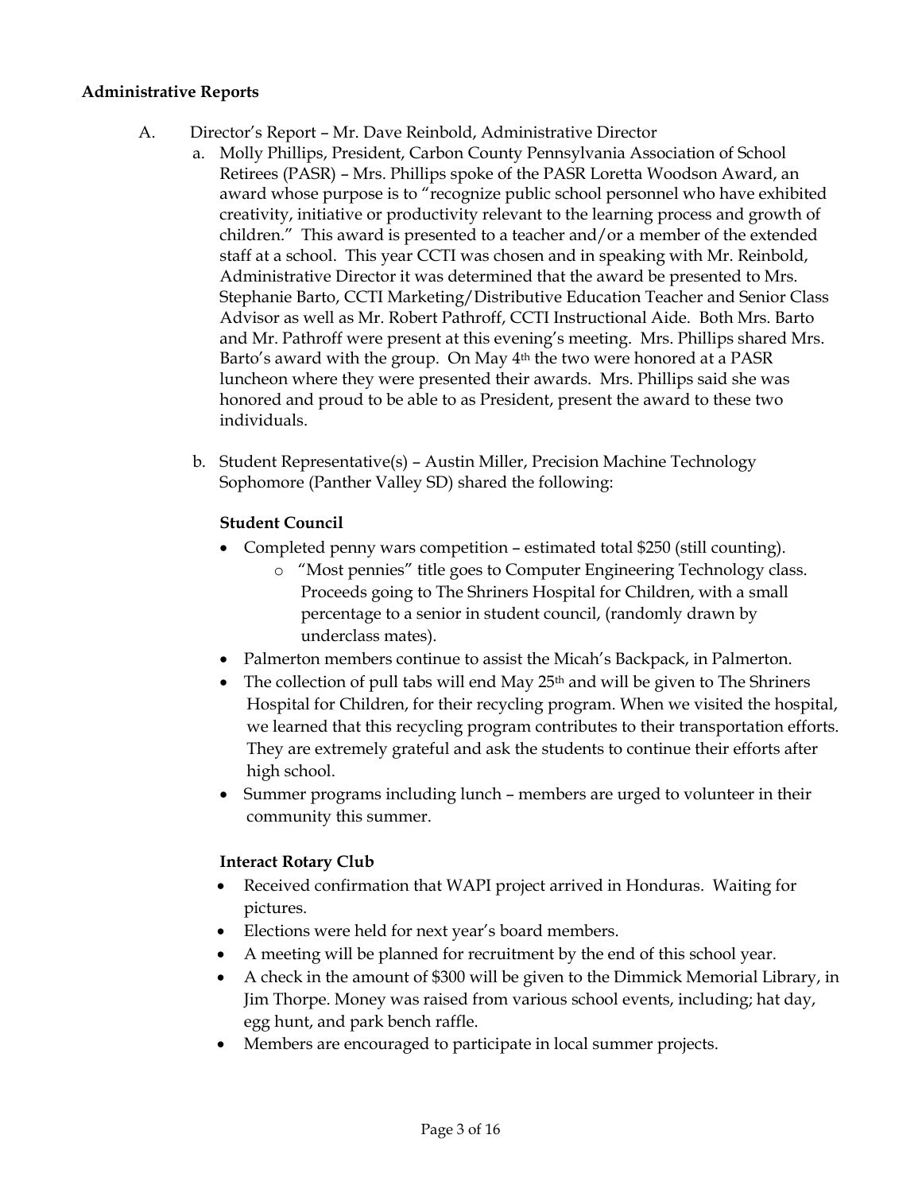**Administrative Reports**

A. Director's Report – Mr. Dave Reinbold, Administrative Director

a. Molly Phillips, President, Carbon County Pennsylvania Association of School Retirees (PASR) – Mrs. Phillips spoke of the PASR Loretta Woodson Award, an award whose purpose is to "recognize public school personnel who have exhibited creativity, initiative or productivity relevant to the learning process and growth of children." This award is presented to a teacher and/or a member of the extended staff at a school. This year CCTI was chosen and in speaking with Mr. Reinbold, Administrative Director it was determined that the award be presented to Mrs. Stephanie Barto, CCTI Marketing/Distributive Education Teacher and Senior Class Advisor as well as Mr. Robert Pathroff, CCTI Instructional Aide. Both Mrs. Barto and Mr. Pathroff were present at this evening's meeting. Mrs. Phillips shared Mrs. Barto's award with the group. On May 4th the two were honored at a PASR luncheon where they were presented their awards. Mrs. Phillips said she was honored and proud to be able to as President, present the award to these two individuals.

b. Student Representative(s) – Austin Miller, Precision Machine Technology Sophomore (Panther Valley SD) shared the following:

**Student Council**

- Completed penny wars competition – estimated total $250 (still counting).
  - "Most pennies" title goes to Computer Engineering Technology class. Proceeds going to The Shriners Hospital for Children, with a small percentage to a senior in student council, (randomly drawn by underclass mates).
- Palmerton members continue to assist the Micah's Backpack, in Palmerton.
- The collection of pull tabs will end May 25th and will be given to The Shriners Hospital for Children, for their recycling program. When we visited the hospital, we learned that this recycling program contributes to their transportation efforts. They are extremely grateful and ask the students to continue their efforts after high school.
- Summer programs including lunch – members are urged to volunteer in their community this summer.

**Interact Rotary Club**

- Received confirmation that WAPI project arrived in Honduras. Waiting for pictures.
- Elections were held for next year's board members.
- A meeting will be planned for recruitment by the end of this school year.
- A check in the amount of $300 will be given to the Dimmick Memorial Library, in Jim Thorpe. Money was raised from various school events, including; hat day, egg hunt, and park bench raffle.
- Members are encouraged to participate in local summer projects.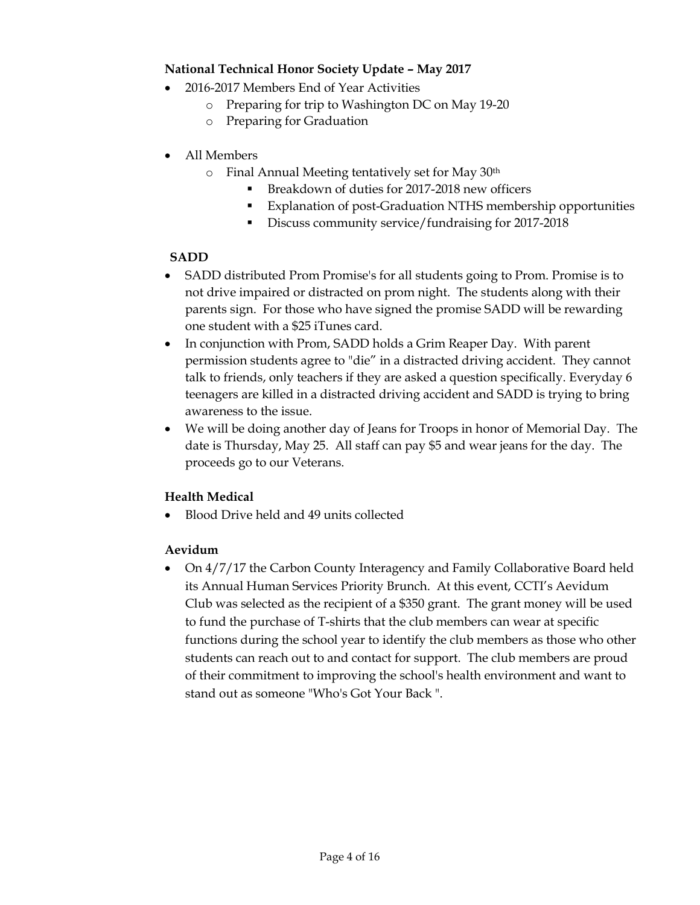**National Technical Honor Society Update – May 2017**

- 2016-2017 Members End of Year Activities
  - Preparing for trip to Washington DC on May 19-20
  - Preparing for Graduation

- All Members
  - Final Annual Meeting tentatively set for May 30th
    - Breakdown of duties for 2017-2018 new officers
    - Explanation of post-Graduation NTHS membership opportunities
    - Discuss community service/fundraising for 2017-2018

**SADD**

- SADD distributed Prom Promise's for all students going to Prom. Promise is to not drive impaired or distracted on prom night. The students along with their parents sign. For those who have signed the promise SADD will be rewarding one student with a $25 iTunes card.
- In conjunction with Prom, SADD holds a Grim Reaper Day. With parent permission students agree to "die" in a distracted driving accident. They cannot talk to friends, only teachers if they are asked a question specifically. Everyday 6 teenagers are killed in a distracted driving accident and SADD is trying to bring awareness to the issue.
- We will be doing another day of Jeans for Troops in honor of Memorial Day. The date is Thursday, May 25. All staff can pay $5 and wear jeans for the day. The proceeds go to our Veterans.

**Health Medical**

- Blood Drive held and 49 units collected

**Aevidum**

- On 4/7/17 the Carbon County Interagency and Family Collaborative Board held its Annual Human Services Priority Brunch. At this event, CCTI's Aevidum Club was selected as the recipient of a $350 grant. The grant money will be used to fund the purchase of T-shirts that the club members can wear at specific functions during the school year to identify the club members as those who other students can reach out to and contact for support. The club members are proud of their commitment to improving the school's health environment and want to stand out as someone "Who's Got Your Back ".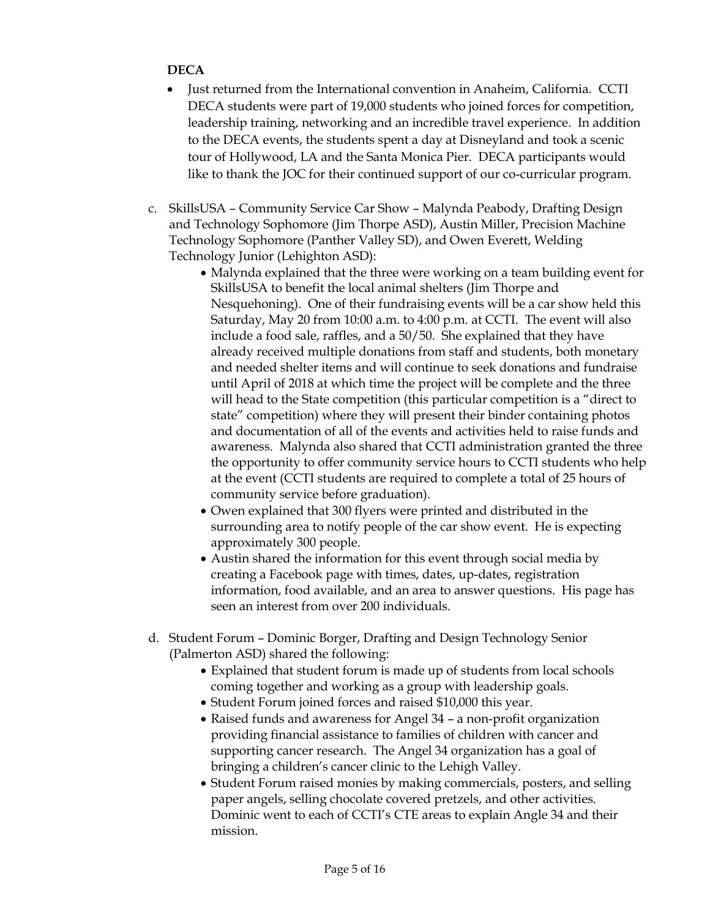**DECA**

- Just returned from the International convention in Anaheim, California. CCTI DECA students were part of 19,000 students who joined forces for competition, leadership training, networking and an incredible travel experience. In addition to the DECA events, the students spent a day at Disneyland and took a scenic tour of Hollywood, LA and the Santa Monica Pier. DECA participants would like to thank the JOC for their continued support of our co-curricular program.

c. SkillsUSA – Community Service Car Show – Malynda Peabody, Drafting Design and Technology Sophomore (Jim Thorpe ASD), Austin Miller, Precision Machine Technology Sophomore (Panther Valley SD), and Owen Everett, Welding Technology Junior (Lehighton ASD):

- Malynda explained that the three were working on a team building event for SkillsUSA to benefit the local animal shelters (Jim Thorpe and Nesquehoning). One of their fundraising events will be a car show held this Saturday, May 20 from 10:00 a.m. to 4:00 p.m. at CCTI. The event will also include a food sale, raffles, and a 50/50. She explained that they have already received multiple donations from staff and students, both monetary and needed shelter items and will continue to seek donations and fundraise until April of 2018 at which time the project will be complete and the three will head to the State competition (this particular competition is a "direct to state" competition) where they will present their binder containing photos and documentation of all of the events and activities held to raise funds and awareness. Malynda also shared that CCTI administration granted the three the opportunity to offer community service hours to CCTI students who help at the event (CCTI students are required to complete a total of 25 hours of community service before graduation).
- Owen explained that 300 flyers were printed and distributed in the surrounding area to notify people of the car show event. He is expecting approximately 300 people.
- Austin shared the information for this event through social media by creating a Facebook page with times, dates, up-dates, registration information, food available, and an area to answer questions. His page has seen an interest from over 200 individuals.

d. Student Forum – Dominic Borger, Drafting and Design Technology Senior (Palmerton ASD) shared the following:

- Explained that student forum is made up of students from local schools coming together and working as a group with leadership goals.
- Student Forum joined forces and raised $10,000 this year.
- Raised funds and awareness for Angel 34 – a non-profit organization providing financial assistance to families of children with cancer and supporting cancer research. The Angel 34 organization has a goal of bringing a children's cancer clinic to the Lehigh Valley.
- Student Forum raised monies by making commercials, posters, and selling paper angels, selling chocolate covered pretzels, and other activities. Dominic went to each of CCTI's CTE areas to explain Angle 34 and their mission.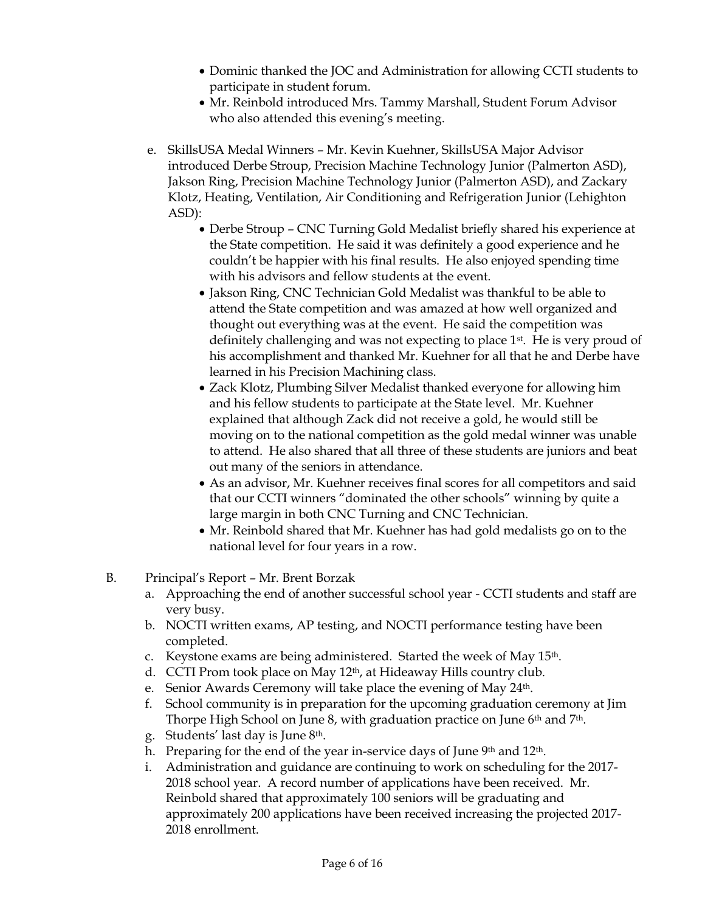- Dominic thanked the JOC and Administration for allowing CCTI students to participate in student forum.
- Mr. Reinbold introduced Mrs. Tammy Marshall, Student Forum Advisor who also attended this evening's meeting.

e. SkillsUSA Medal Winners – Mr. Kevin Kuehner, SkillsUSA Major Advisor introduced Derbe Stroup, Precision Machine Technology Junior (Palmerton ASD), Jakson Ring, Precision Machine Technology Junior (Palmerton ASD), and Zackary Klotz, Heating, Ventilation, Air Conditioning and Refrigeration Junior (Lehighton ASD):

- Derbe Stroup – CNC Turning Gold Medalist briefly shared his experience at the State competition. He said it was definitely a good experience and he couldn't be happier with his final results. He also enjoyed spending time with his advisors and fellow students at the event.
- Jakson Ring, CNC Technician Gold Medalist was thankful to be able to attend the State competition and was amazed at how well organized and thought out everything was at the event. He said the competition was definitely challenging and was not expecting to place 1st. He is very proud of his accomplishment and thanked Mr. Kuehner for all that he and Derbe have learned in his Precision Machining class.
- Zack Klotz, Plumbing Silver Medalist thanked everyone for allowing him and his fellow students to participate at the State level. Mr. Kuehner explained that although Zack did not receive a gold, he would still be moving on to the national competition as the gold medal winner was unable to attend. He also shared that all three of these students are juniors and beat out many of the seniors in attendance.
- As an advisor, Mr. Kuehner receives final scores for all competitors and said that our CCTI winners "dominated the other schools" winning by quite a large margin in both CNC Turning and CNC Technician.
- Mr. Reinbold shared that Mr. Kuehner has had gold medalists go on to the national level for four years in a row.

B. Principal's Report – Mr. Brent Borzak

a. Approaching the end of another successful school year - CCTI students and staff are very busy.
b. NOCTI written exams, AP testing, and NOCTI performance testing have been completed.
c. Keystone exams are being administered. Started the week of May 15th.
d. CCTI Prom took place on May 12th, at Hideaway Hills country club.
e. Senior Awards Ceremony will take place the evening of May 24th.
f. School community is in preparation for the upcoming graduation ceremony at Jim Thorpe High School on June 8, with graduation practice on June 6th and 7th.
g. Students' last day is June 8th.
h. Preparing for the end of the year in-service days of June 9th and 12th.
i. Administration and guidance are continuing to work on scheduling for the 2017-2018 school year. A record number of applications have been received. Mr. Reinbold shared that approximately 100 seniors will be graduating and approximately 200 applications have been received increasing the projected 2017-2018 enrollment.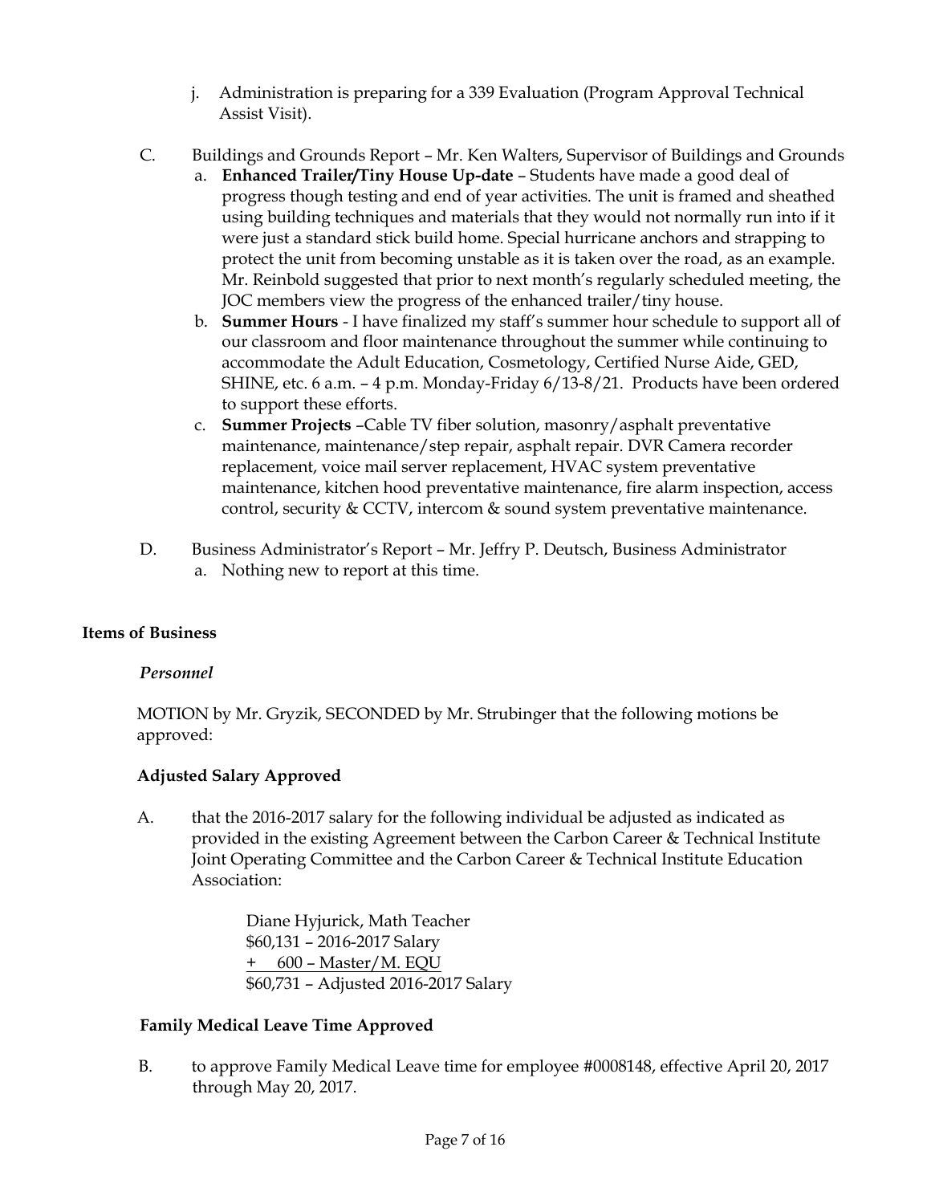j. Administration is preparing for a 339 Evaluation (Program Approval Technical Assist Visit).

C. Buildings and Grounds Report – Mr. Ken Walters, Supervisor of Buildings and Grounds
   a. **Enhanced Trailer/Tiny House Up-date** – Students have made a good deal of progress though testing and end of year activities. The unit is framed and sheathed using building techniques and materials that they would not normally run into if it were just a standard stick build home. Special hurricane anchors and strapping to protect the unit from becoming unstable as it is taken over the road, as an example. Mr. Reinbold suggested that prior to next month's regularly scheduled meeting, the JOC members view the progress of the enhanced trailer/tiny house.
   b. **Summer Hours** - I have finalized my staff's summer hour schedule to support all of our classroom and floor maintenance throughout the summer while continuing to accommodate the Adult Education, Cosmetology, Certified Nurse Aide, GED, SHINE, etc. 6 a.m. – 4 p.m. Monday-Friday 6/13-8/21. Products have been ordered to support these efforts.
   c. **Summer Projects** –Cable TV fiber solution, masonry/asphalt preventative maintenance, maintenance/step repair, asphalt repair. DVR Camera recorder replacement, voice mail server replacement, HVAC system preventative maintenance, kitchen hood preventative maintenance, fire alarm inspection, access control, security & CCTV, intercom & sound system preventative maintenance.

D. Business Administrator's Report – Mr. Jeffry P. Deutsch, Business Administrator
   a. Nothing new to report at this time.

**Items of Business**

***Personnel***

MOTION by Mr. Gryzik, SECONDED by Mr. Strubinger that the following motions be approved:

**Adjusted Salary Approved**

A. that the 2016-2017 salary for the following individual be adjusted as indicated as provided in the existing Agreement between the Carbon Career & Technical Institute Joint Operating Committee and the Carbon Career & Technical Institute Education Association:

   Diane Hyjurick, Math Teacher
   $60,131 – 2016-2017 Salary
   + 600 – Master/M. EQU
   $60,731 – Adjusted 2016-2017 Salary

**Family Medical Leave Time Approved**

B. to approve Family Medical Leave time for employee #0008148, effective April 20, 2017 through May 20, 2017.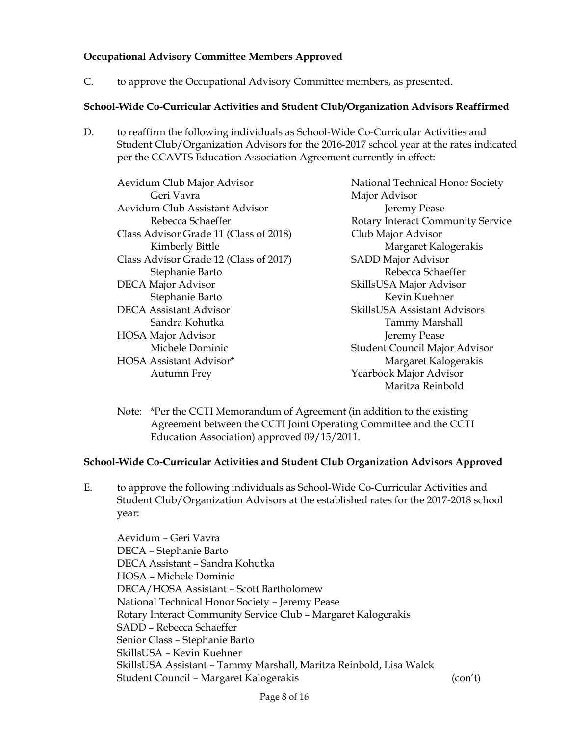**Occupational Advisory Committee Members Approved**

C. to approve the Occupational Advisory Committee members, as presented.

**School-Wide Co-Curricular Activities and Student Club/Organization Advisors Reaffirmed**

D. to reaffirm the following individuals as School-Wide Co-Curricular Activities and Student Club/Organization Advisors for the 2016-2017 school year at the rates indicated per the CCAVTS Education Association Agreement currently in effect:

Aevidum Club Major Advisor
  Geri Vavra
Aevidum Club Assistant Advisor
  Rebecca Schaeffer
Class Advisor Grade 11 (Class of 2018)
  Kimberly Bittle
Class Advisor Grade 12 (Class of 2017)
  Stephanie Barto
DECA Major Advisor
  Stephanie Barto
DECA Assistant Advisor
  Sandra Kohutka
HOSA Major Advisor
  Michele Dominic
HOSA Assistant Advisor*
  Autumn Frey
National Technical Honor Society Major Advisor
  Jeremy Pease
Rotary Interact Community Service Club Major Advisor
  Margaret Kalogerakis
SADD Major Advisor
  Rebecca Schaeffer
SkillsUSA Major Advisor
  Kevin Kuehner
SkillsUSA Assistant Advisors
  Tammy Marshall
  Jeremy Pease
Student Council Major Advisor
  Margaret Kalogerakis
Yearbook Major Advisor
  Maritza Reinbold

Note: *Per the CCTI Memorandum of Agreement (in addition to the existing Agreement between the CCTI Joint Operating Committee and the CCTI Education Association) approved 09/15/2011.

**School-Wide Co-Curricular Activities and Student Club Organization Advisors Approved**

E. to approve the following individuals as School-Wide Co-Curricular Activities and Student Club/Organization Advisors at the established rates for the 2017-2018 school year:

Aevidum – Geri Vavra
DECA – Stephanie Barto
DECA Assistant – Sandra Kohutka
HOSA – Michele Dominic
DECA/HOSA Assistant – Scott Bartholomew
National Technical Honor Society – Jeremy Pease
Rotary Interact Community Service Club – Margaret Kalogerakis
SADD – Rebecca Schaeffer
Senior Class – Stephanie Barto
SkillsUSA – Kevin Kuehner
SkillsUSA Assistant – Tammy Marshall, Maritza Reinbold, Lisa Walck
Student Council – Margaret Kalogerakis (con't)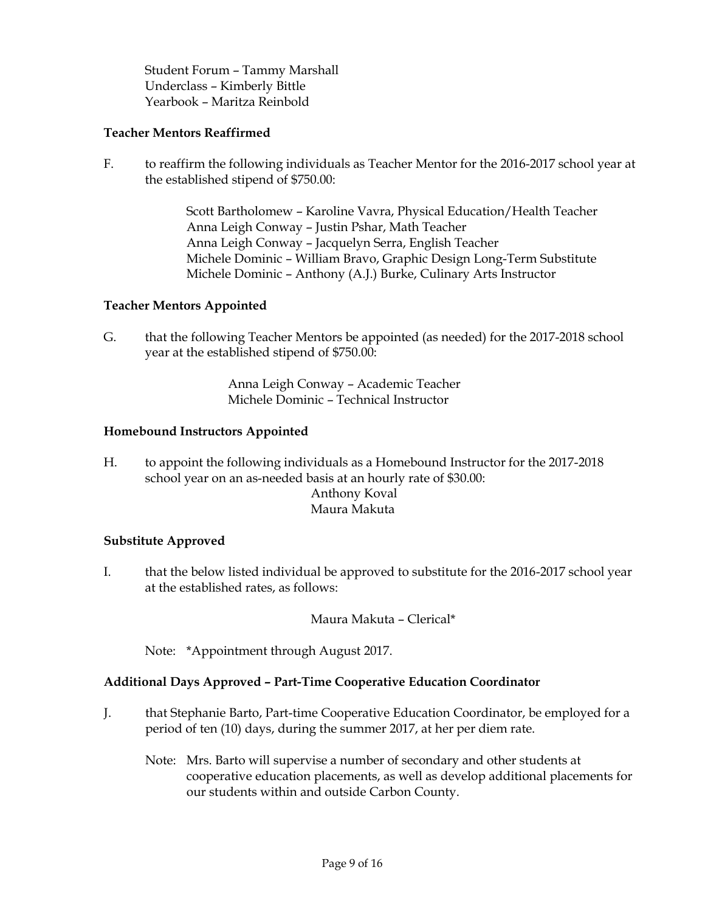Student Forum – Tammy Marshall
Underclass – Kimberly Bittle
Yearbook – Maritza Reinbold

**Teacher Mentors Reaffirmed**

F. to reaffirm the following individuals as Teacher Mentor for the 2016-2017 school year at the established stipend of $750.00:

Scott Bartholomew – Karoline Vavra, Physical Education/Health Teacher
Anna Leigh Conway – Justin Pshar, Math Teacher
Anna Leigh Conway – Jacquelyn Serra, English Teacher
Michele Dominic – William Bravo, Graphic Design Long-Term Substitute
Michele Dominic – Anthony (A.J.) Burke, Culinary Arts Instructor

**Teacher Mentors Appointed**

G. that the following Teacher Mentors be appointed (as needed) for the 2017-2018 school year at the established stipend of $750.00:

Anna Leigh Conway – Academic Teacher
Michele Dominic – Technical Instructor

**Homebound Instructors Appointed**

H. to appoint the following individuals as a Homebound Instructor for the 2017-2018 school year on an as-needed basis at an hourly rate of $30.00:

Anthony Koval
Maura Makuta

**Substitute Approved**

I. that the below listed individual be approved to substitute for the 2016-2017 school year at the established rates, as follows:

Maura Makuta – Clerical*

Note: *Appointment through August 2017.

**Additional Days Approved – Part-Time Cooperative Education Coordinator**

J. that Stephanie Barto, Part-time Cooperative Education Coordinator, be employed for a period of ten (10) days, during the summer 2017, at her per diem rate.

Note: Mrs. Barto will supervise a number of secondary and other students at cooperative education placements, as well as develop additional placements for our students within and outside Carbon County.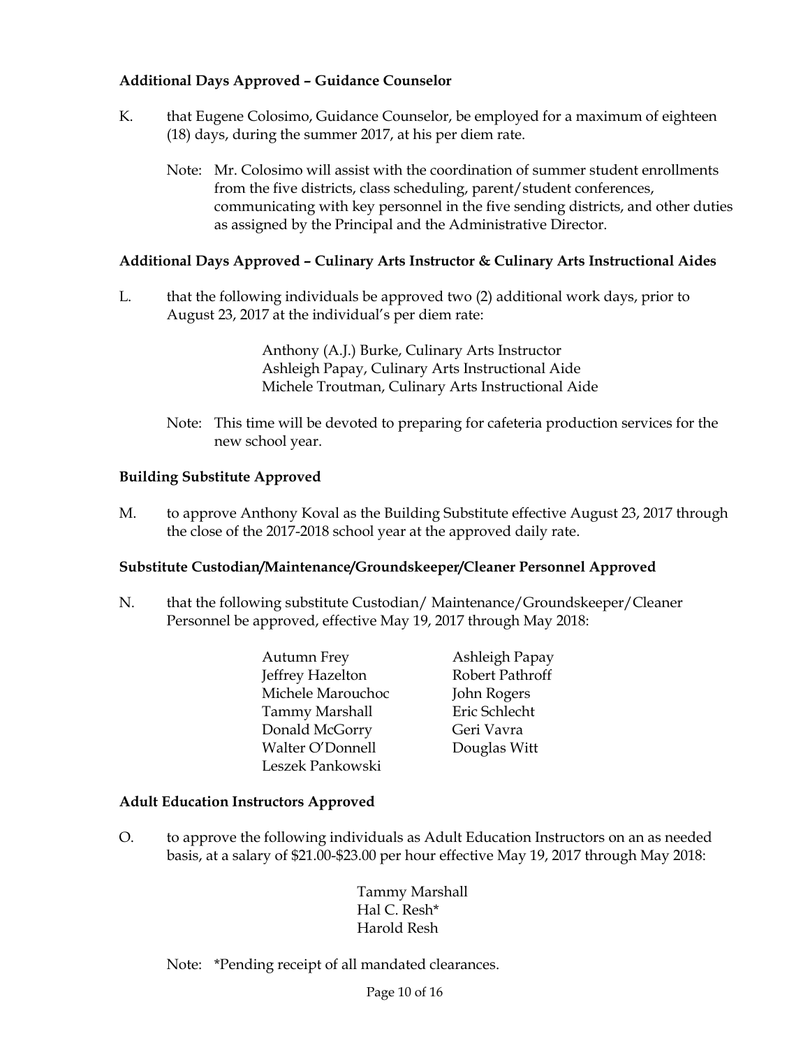**Additional Days Approved – Guidance Counselor**

K. that Eugene Colosimo, Guidance Counselor, be employed for a maximum of eighteen (18) days, during the summer 2017, at his per diem rate.

Note: Mr. Colosimo will assist with the coordination of summer student enrollments from the five districts, class scheduling, parent/student conferences, communicating with key personnel in the five sending districts, and other duties as assigned by the Principal and the Administrative Director.

**Additional Days Approved – Culinary Arts Instructor & Culinary Arts Instructional Aides**

L. that the following individuals be approved two (2) additional work days, prior to August 23, 2017 at the individual's per diem rate:

Anthony (A.J.) Burke, Culinary Arts Instructor
Ashleigh Papay, Culinary Arts Instructional Aide
Michele Troutman, Culinary Arts Instructional Aide

Note: This time will be devoted to preparing for cafeteria production services for the new school year.

**Building Substitute Approved**

M. to approve Anthony Koval as the Building Substitute effective August 23, 2017 through the close of the 2017-2018 school year at the approved daily rate.

**Substitute Custodian/Maintenance/Groundskeeper/Cleaner Personnel Approved**

N. that the following substitute Custodian/ Maintenance/Groundskeeper/Cleaner Personnel be approved, effective May 19, 2017 through May 2018:

Autumn Frey
Jeffrey Hazelton
Michele Marouchoc
Tammy Marshall
Donald McGorry
Walter O'Donnell
Leszek Pankowski
Ashleigh Papay
Robert Pathroff
John Rogers
Eric Schlecht
Geri Vavra
Douglas Witt

**Adult Education Instructors Approved**

O. to approve the following individuals as Adult Education Instructors on an as needed basis, at a salary of $21.00-$23.00 per hour effective May 19, 2017 through May 2018:

Tammy Marshall
Hal C. Resh*
Harold Resh

Note: *Pending receipt of all mandated clearances.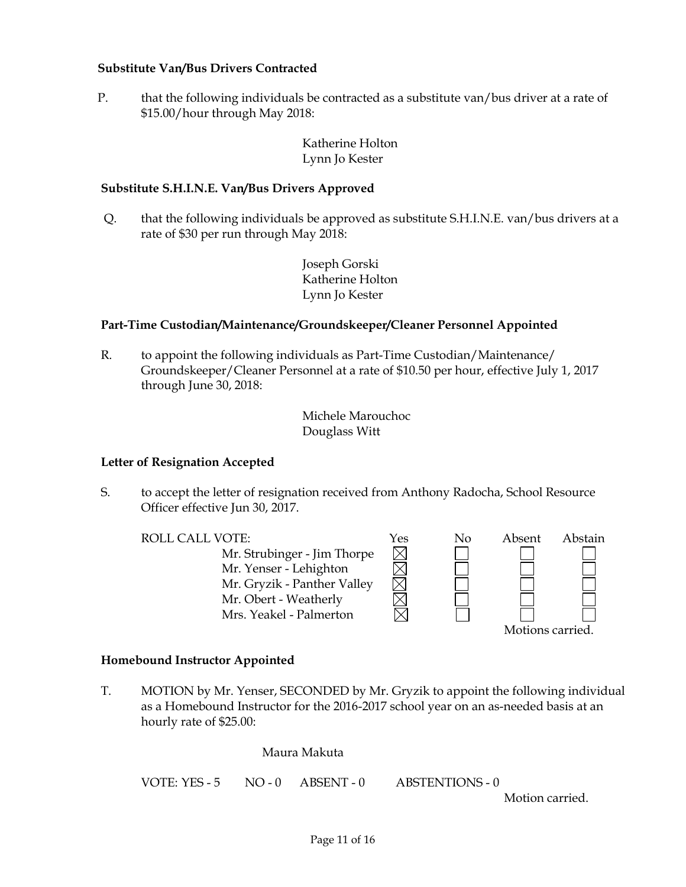**Substitute Van/Bus Drivers Contracted**

P. that the following individuals be contracted as a substitute van/bus driver at a rate of \$15.00/hour through May 2018:

Katherine Holton
Lynn Jo Kester

**Substitute S.H.I.N.E. Van/Bus Drivers Approved**

Q. that the following individuals be approved as substitute S.H.I.N.E. van/bus drivers at a rate of \$30 per run through May 2018:

Joseph Gorski
Katherine Holton
Lynn Jo Kester

**Part-Time Custodian/Maintenance/Groundskeeper/Cleaner Personnel Appointed**

R. to appoint the following individuals as Part-Time Custodian/Maintenance/Groundskeeper/Cleaner Personnel at a rate of \$10.50 per hour, effective July 1, 2017 through June 30, 2018:

Michele Marouchoc
Douglass Witt

**Letter of Resignation Accepted**

S. to accept the letter of resignation received from Anthony Radocha, School Resource Officer effective Jun 30, 2017.

| ROLL CALL VOTE: | Yes | No | Absent | Abstain |
|---|---|---|---|---|
| Mr. Strubinger - Jim Thorpe | ☒ | ☐ | ☐ | ☐ |
| Mr. Yenser - Lehighton | ☒ | ☐ | ☐ | ☐ |
| Mr. Gryzik - Panther Valley | ☒ | ☐ | ☐ | ☐ |
| Mr. Obert - Weatherly | ☒ | ☐ | ☐ | ☐ |
| Mrs. Yeakel - Palmerton | ☒ | ☐ | ☐ | ☐ |

Motions carried.

**Homebound Instructor Appointed**

T. MOTION by Mr. Yenser, SECONDED by Mr. Gryzik to appoint the following individual as a Homebound Instructor for the 2016-2017 school year on an as-needed basis at an hourly rate of \$25.00:

Maura Makuta

VOTE: YES - 5 NO - 0 ABSENT - 0 ABSTENTIONS - 0

Motion carried.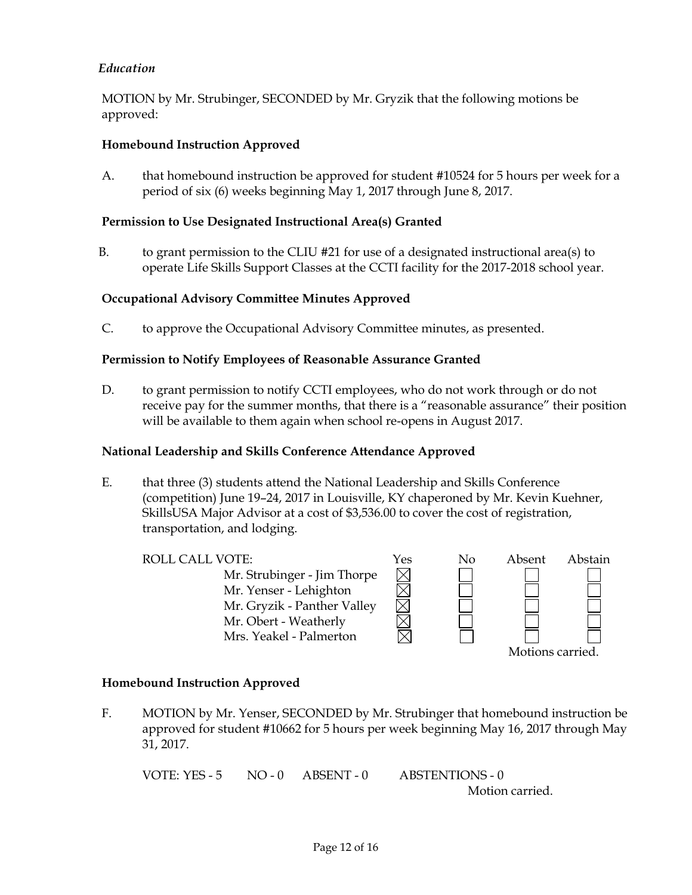*Education*

MOTION by Mr. Strubinger, SECONDED by Mr. Gryzik that the following motions be approved:

**Homebound Instruction Approved**

A. that homebound instruction be approved for student #10524 for 5 hours per week for a period of six (6) weeks beginning May 1, 2017 through June 8, 2017.

**Permission to Use Designated Instructional Area(s) Granted**

B. to grant permission to the CLIU #21 for use of a designated instructional area(s) to operate Life Skills Support Classes at the CCTI facility for the 2017-2018 school year.

**Occupational Advisory Committee Minutes Approved**

C. to approve the Occupational Advisory Committee minutes, as presented.

**Permission to Notify Employees of Reasonable Assurance Granted**

D. to grant permission to notify CCTI employees, who do not work through or do not receive pay for the summer months, that there is a "reasonable assurance" their position will be available to them again when school re-opens in August 2017.

**National Leadership and Skills Conference Attendance Approved**

E. that three (3) students attend the National Leadership and Skills Conference (competition) June 19–24, 2017 in Louisville, KY chaperoned by Mr. Kevin Kuehner, SkillsUSA Major Advisor at a cost of $3,536.00 to cover the cost of registration, transportation, and lodging.

| ROLL CALL VOTE: | Yes | No | Absent | Abstain |
|---|---|---|---|---|
| Mr. Strubinger - Jim Thorpe | ☒ | ☐ | ☐ | ☐ |
| Mr. Yenser - Lehighton | ☒ | ☐ | ☐ | ☐ |
| Mr. Gryzik - Panther Valley | ☒ | ☐ | ☐ | ☐ |
| Mr. Obert - Weatherly | ☒ | ☐ | ☐ | ☐ |
| Mrs. Yeakel - Palmerton | ☒ | ☐ | ☐ | ☐ |

Motions carried.

**Homebound Instruction Approved**

F. MOTION by Mr. Yenser, SECONDED by Mr. Strubinger that homebound instruction be approved for student #10662 for 5 hours per week beginning May 16, 2017 through May 31, 2017.

VOTE: YES - 5 NO - 0 ABSENT - 0 ABSTENTIONS - 0

Motion carried.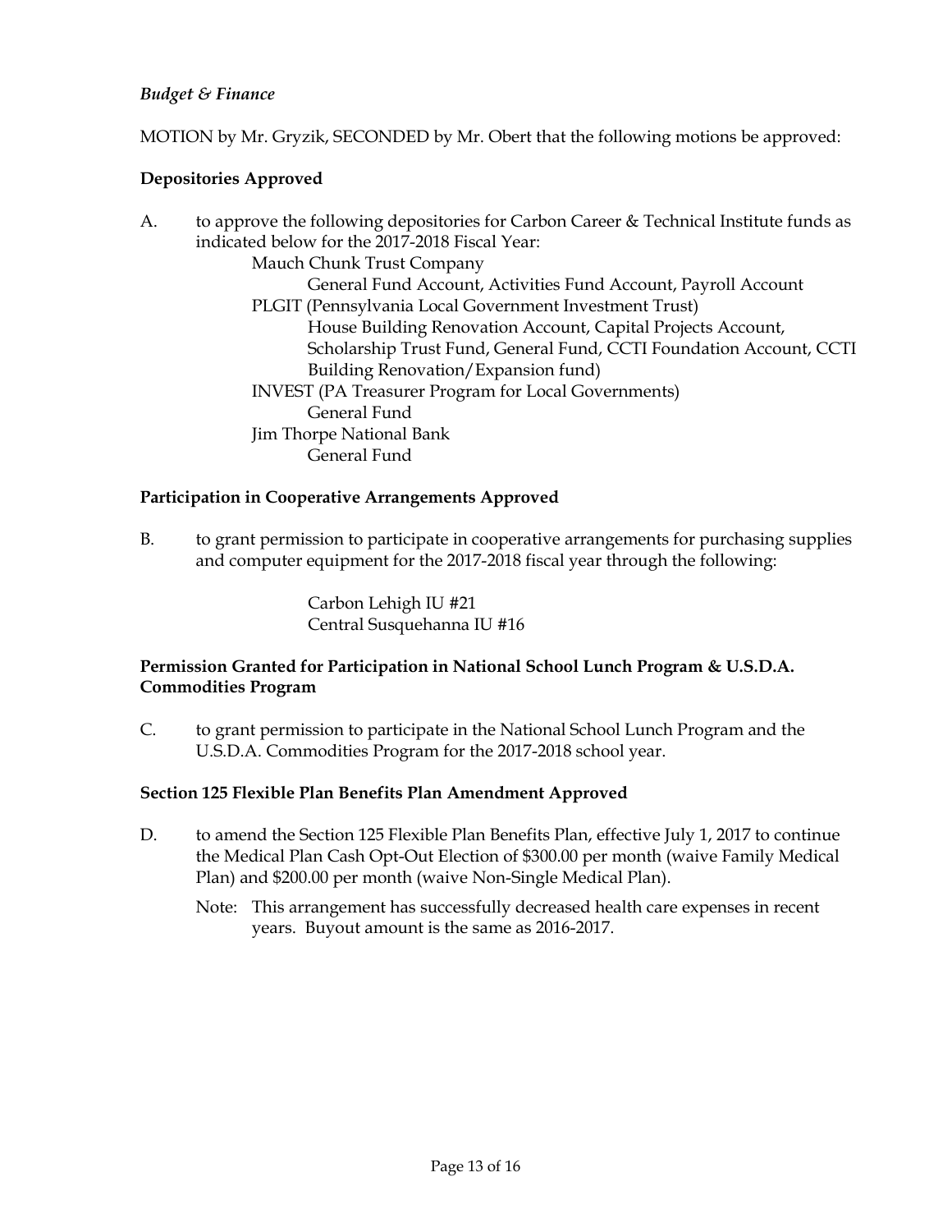*Budget & Finance*

MOTION by Mr. Gryzik, SECONDED by Mr. Obert that the following motions be approved:

**Depositories Approved**

A. to approve the following depositories for Carbon Career & Technical Institute funds as indicated below for the 2017-2018 Fiscal Year:

  Mauch Chunk Trust Company
    General Fund Account, Activities Fund Account, Payroll Account
  PLGIT (Pennsylvania Local Government Investment Trust)
    House Building Renovation Account, Capital Projects Account, Scholarship Trust Fund, General Fund, CCTI Foundation Account, CCTI Building Renovation/Expansion fund)
  INVEST (PA Treasurer Program for Local Governments)
    General Fund
  Jim Thorpe National Bank
    General Fund

**Participation in Cooperative Arrangements Approved**

B. to grant permission to participate in cooperative arrangements for purchasing supplies and computer equipment for the 2017-2018 fiscal year through the following:

  Carbon Lehigh IU #21
  Central Susquehanna IU #16

**Permission Granted for Participation in National School Lunch Program & U.S.D.A. Commodities Program**

C. to grant permission to participate in the National School Lunch Program and the U.S.D.A. Commodities Program for the 2017-2018 school year.

**Section 125 Flexible Plan Benefits Plan Amendment Approved**

D. to amend the Section 125 Flexible Plan Benefits Plan, effective July 1, 2017 to continue the Medical Plan Cash Opt-Out Election of $300.00 per month (waive Family Medical Plan) and $200.00 per month (waive Non-Single Medical Plan).

  Note: This arrangement has successfully decreased health care expenses in recent years. Buyout amount is the same as 2016-2017.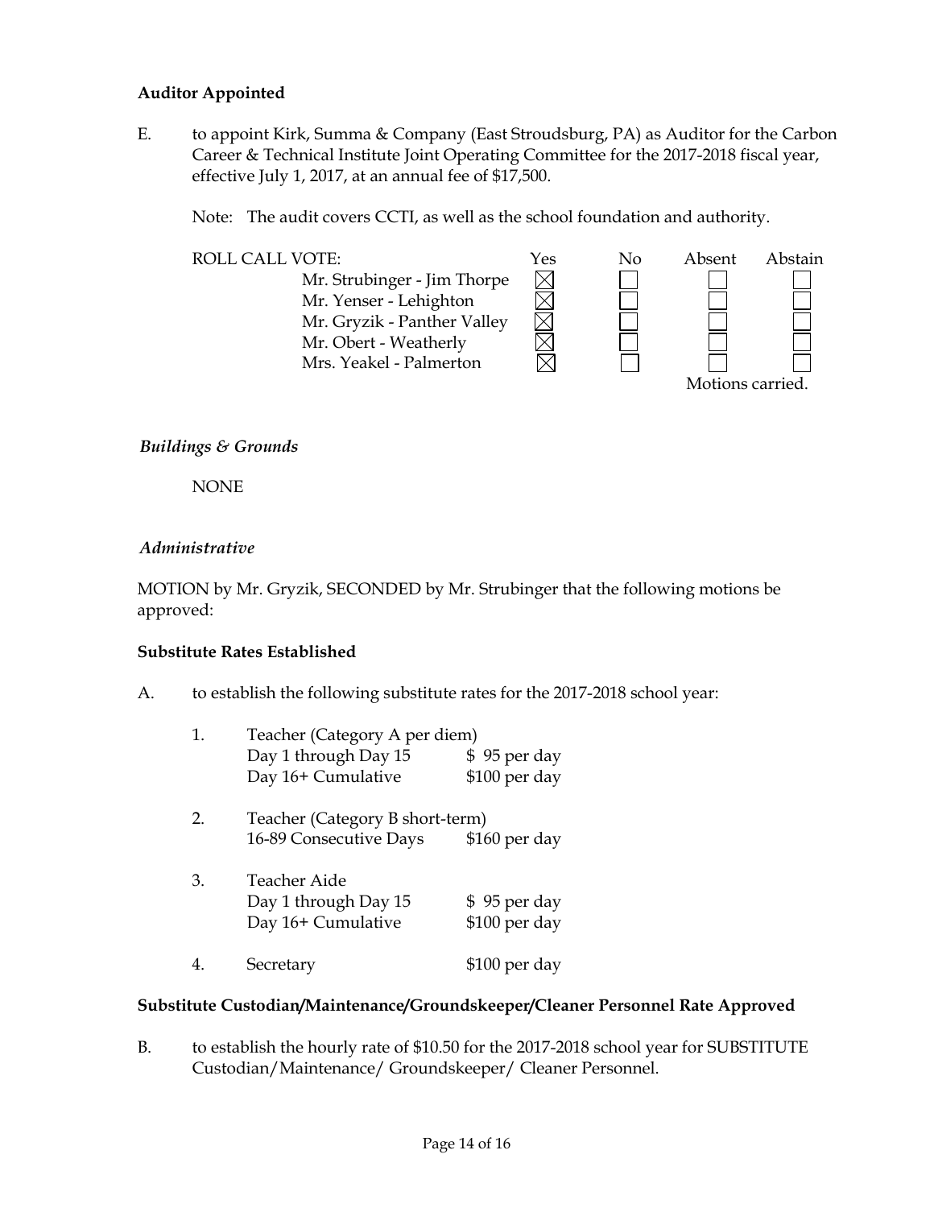**Auditor Appointed**

E. to appoint Kirk, Summa & Company (East Stroudsburg, PA) as Auditor for the Carbon Career & Technical Institute Joint Operating Committee for the 2017-2018 fiscal year, effective July 1, 2017, at an annual fee of $17,500.

Note: The audit covers CCTI, as well as the school foundation and authority.

| ROLL CALL VOTE: | Yes | No | Absent | Abstain |
|---|---|---|---|---|
| Mr. Strubinger - Jim Thorpe | ☒ | ☐ | ☐ | ☐ |
| Mr. Yenser - Lehighton | ☒ | ☐ | ☐ | ☐ |
| Mr. Gryzik - Panther Valley | ☒ | ☐ | ☐ | ☐ |
| Mr. Obert - Weatherly | ☒ | ☐ | ☐ | ☐ |
| Mrs. Yeakel - Palmerton | ☒ | ☐ | ☐ | ☐ |

Motions carried.

*Buildings & Grounds*

NONE

*Administrative*

MOTION by Mr. Gryzik, SECONDED by Mr. Strubinger that the following motions be approved:

**Substitute Rates Established**

A. to establish the following substitute rates for the 2017-2018 school year:

1. Teacher (Category A per diem)
   - Day 1 through Day 15 — $ 95 per day
   - Day 16+ Cumulative — $100 per day

2. Teacher (Category B short-term)
   - 16-89 Consecutive Days — $160 per day

3. Teacher Aide
   - Day 1 through Day 15 — $ 95 per day
   - Day 16+ Cumulative — $100 per day

4. Secretary — $100 per day

**Substitute Custodian/Maintenance/Groundskeeper/Cleaner Personnel Rate Approved**

B. to establish the hourly rate of $10.50 for the 2017-2018 school year for SUBSTITUTE Custodian/Maintenance/ Groundskeeper/ Cleaner Personnel.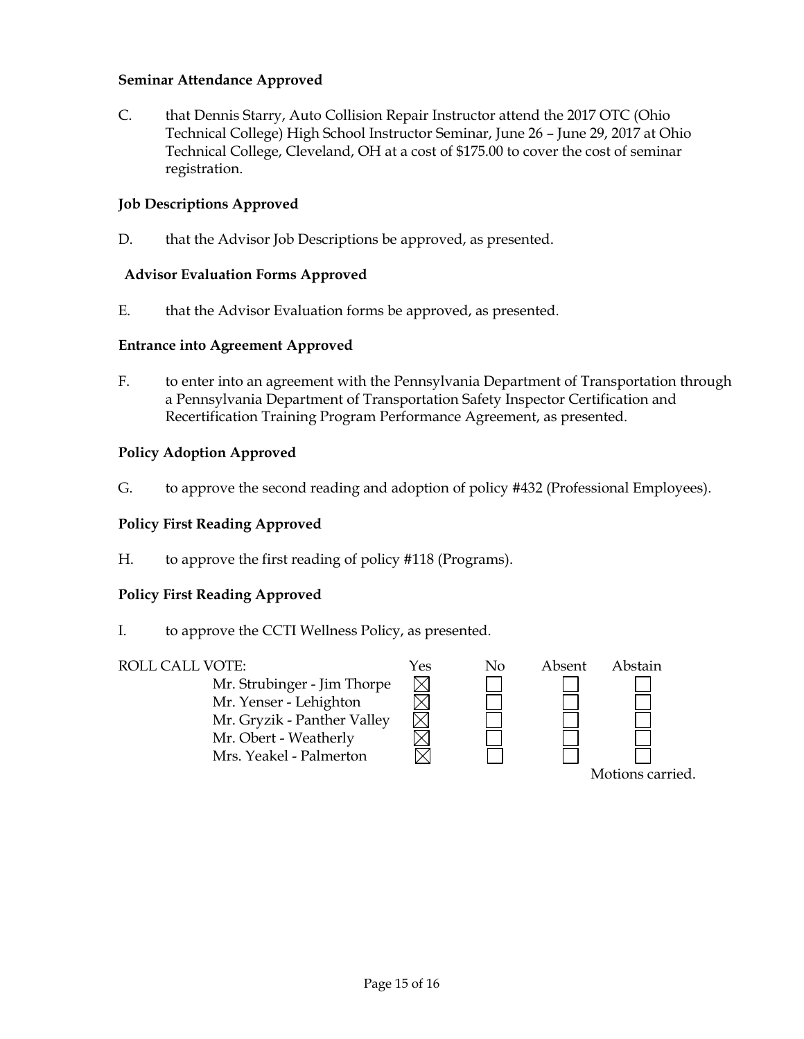**Seminar Attendance Approved**

C. that Dennis Starry, Auto Collision Repair Instructor attend the 2017 OTC (Ohio Technical College) High School Instructor Seminar, June 26 – June 29, 2017 at Ohio Technical College, Cleveland, OH at a cost of $175.00 to cover the cost of seminar registration.

**Job Descriptions Approved**

D. that the Advisor Job Descriptions be approved, as presented.

**Advisor Evaluation Forms Approved**

E. that the Advisor Evaluation forms be approved, as presented.

**Entrance into Agreement Approved**

F. to enter into an agreement with the Pennsylvania Department of Transportation through a Pennsylvania Department of Transportation Safety Inspector Certification and Recertification Training Program Performance Agreement, as presented.

**Policy Adoption Approved**

G. to approve the second reading and adoption of policy #432 (Professional Employees).

**Policy First Reading Approved**

H. to approve the first reading of policy #118 (Programs).

**Policy First Reading Approved**

I. to approve the CCTI Wellness Policy, as presented.

| ROLL CALL VOTE: | Yes | No | Absent | Abstain |
|---|---|---|---|---|
| Mr. Strubinger - Jim Thorpe | ☒ | ☐ | ☐ | ☐ |
| Mr. Yenser - Lehighton | ☒ | ☐ | ☐ | ☐ |
| Mr. Gryzik - Panther Valley | ☒ | ☐ | ☐ | ☐ |
| Mr. Obert - Weatherly | ☒ | ☐ | ☐ | ☐ |
| Mrs. Yeakel - Palmerton | ☒ | ☐ | ☐ | ☐ |

Motions carried.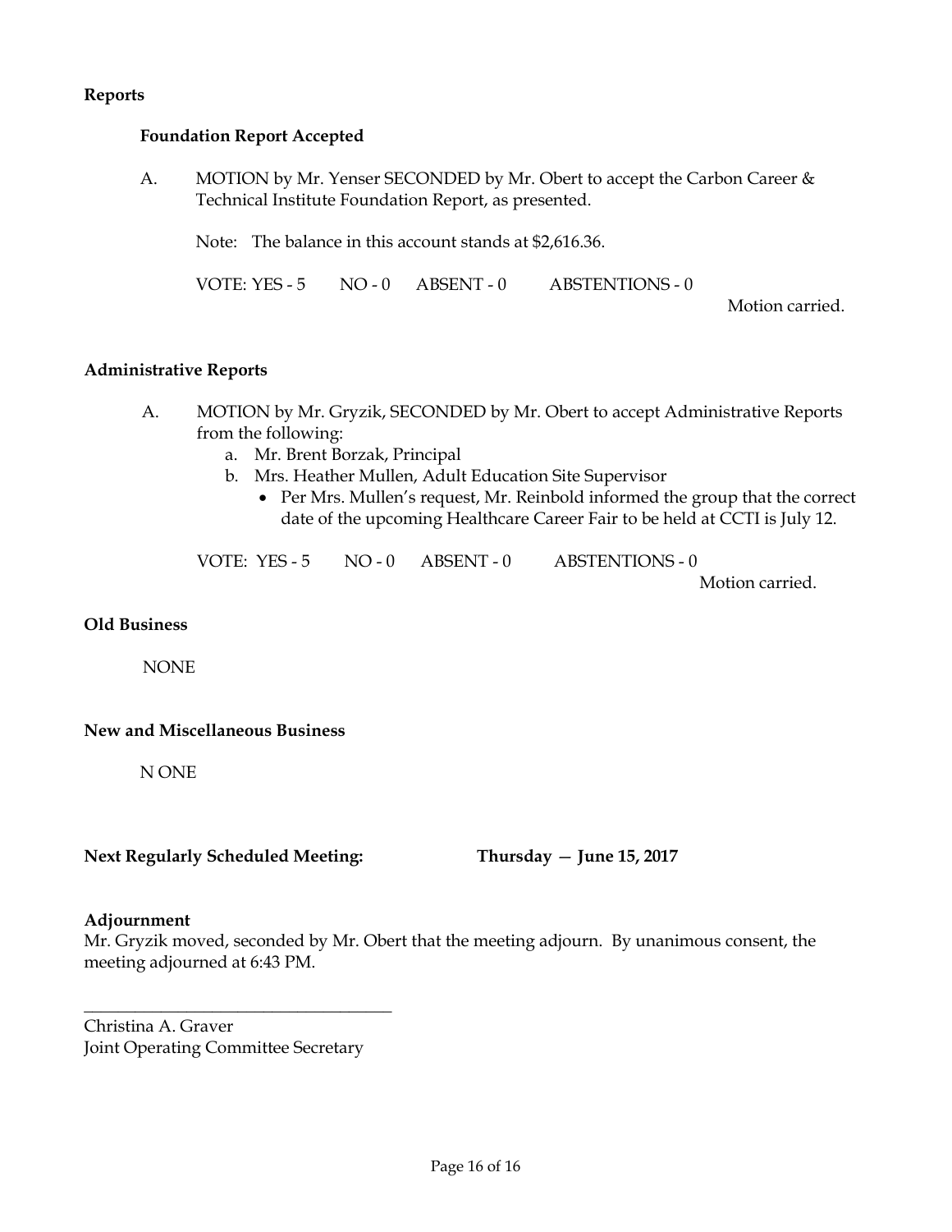**Reports**

**Foundation Report Accepted**

A. MOTION by Mr. Yenser SECONDED by Mr. Obert to accept the Carbon Career & Technical Institute Foundation Report, as presented.

Note: The balance in this account stands at $2,616.36.

VOTE: YES - 5 NO - 0 ABSENT - 0 ABSTENTIONS - 0

Motion carried.

**Administrative Reports**

A. MOTION by Mr. Gryzik, SECONDED by Mr. Obert to accept Administrative Reports from the following:
   a. Mr. Brent Borzak, Principal
   b. Mrs. Heather Mullen, Adult Education Site Supervisor
      - Per Mrs. Mullen's request, Mr. Reinbold informed the group that the correct date of the upcoming Healthcare Career Fair to be held at CCTI is July 12.

VOTE: YES - 5 NO - 0 ABSENT - 0 ABSTENTIONS - 0

Motion carried.

**Old Business**

NONE

**New and Miscellaneous Business**

N ONE

**Next Regularly Scheduled Meeting:** **Thursday — June 15, 2017**

**Adjournment**

Mr. Gryzik moved, seconded by Mr. Obert that the meeting adjourn. By unanimous consent, the meeting adjourned at 6:43 PM.

\_\_\_\_\_\_\_\_\_\_\_\_\_\_\_\_\_\_\_\_\_\_\_\_\_\_\_\_\_\_\_\_\_\_\_\_\_

Christina A. Graver
Joint Operating Committee Secretary